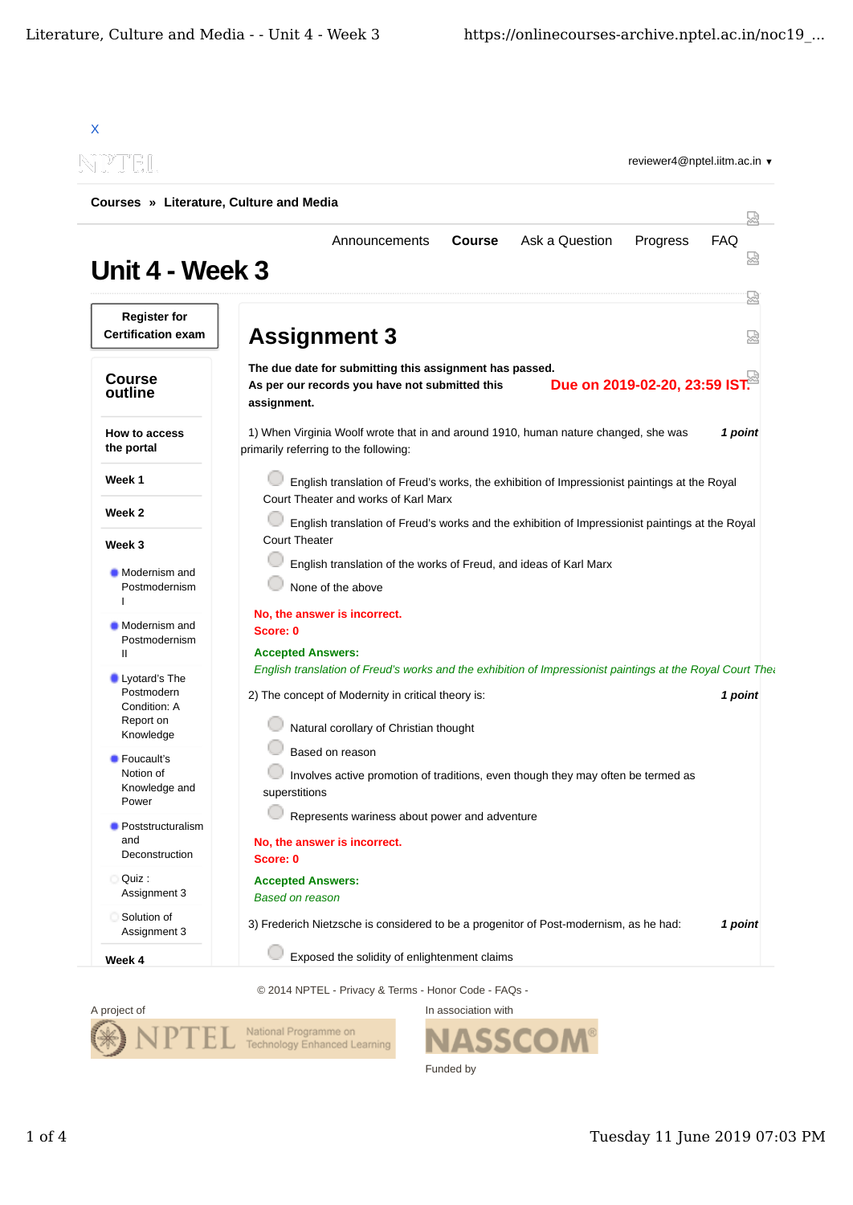X

NPTEL

reviewer4@nptel.iitm.ac.in ▾

**Courses » Literature, Culture and Media**

Announcements **Course** Ask a Question Progress FAQ

# Unit 4 - Week 3

**Register for Certification exam**

**Course outline**

**How to access the portal**

**Week 1**

**Week 2**

**Week 3**

- Modernism and Postmodernism I
- Modernism and Postmodernism II
- Lyotard's The Postmodern Condition: A Report on Knowledge
- Foucault's Notion of Knowledge and Power
- Poststructuralism and Deconstruction
- Quiz : Assignment 3
- Solution of Assignment 3

**Week 4**

## Assignment 3

**The due date for submitting this assignment has passed.**
**As per our records you have not submitted this assignment.**

**Due on 2019-02-20, 23:59 IST.**

1) When Virginia Woolf wrote that in and around 1910, human nature changed, she was primarily referring to the following: ***1 point***

- English translation of Freud's works, the exhibition of Impressionist paintings at the Royal Court Theater and works of Karl Marx
- English translation of Freud's works and the exhibition of Impressionist paintings at the Royal Court Theater
- English translation of the works of Freud, and ideas of Karl Marx
- None of the above

**No, the answer is incorrect.**
**Score: 0**

**Accepted Answers:**
*English translation of Freud's works and the exhibition of Impressionist paintings at the Royal Court Thea*

2) The concept of Modernity in critical theory is: ***1 point***

- Natural corollary of Christian thought
- Based on reason
- Involves active promotion of traditions, even though they may often be termed as superstitions
- Represents wariness about power and adventure

**No, the answer is incorrect.**
**Score: 0**

**Accepted Answers:**
*Based on reason*

3) Frederich Nietzsche is considered to be a progenitor of Post-modernism, as he had: ***1 point***

- Exposed the solidity of enlightenment claims

© 2014 NPTEL - Privacy & Terms - Honor Code - FAQs -

A project of

NPTEL National Programme on Technology Enhanced Learning

In association with

NASSCOM

Funded by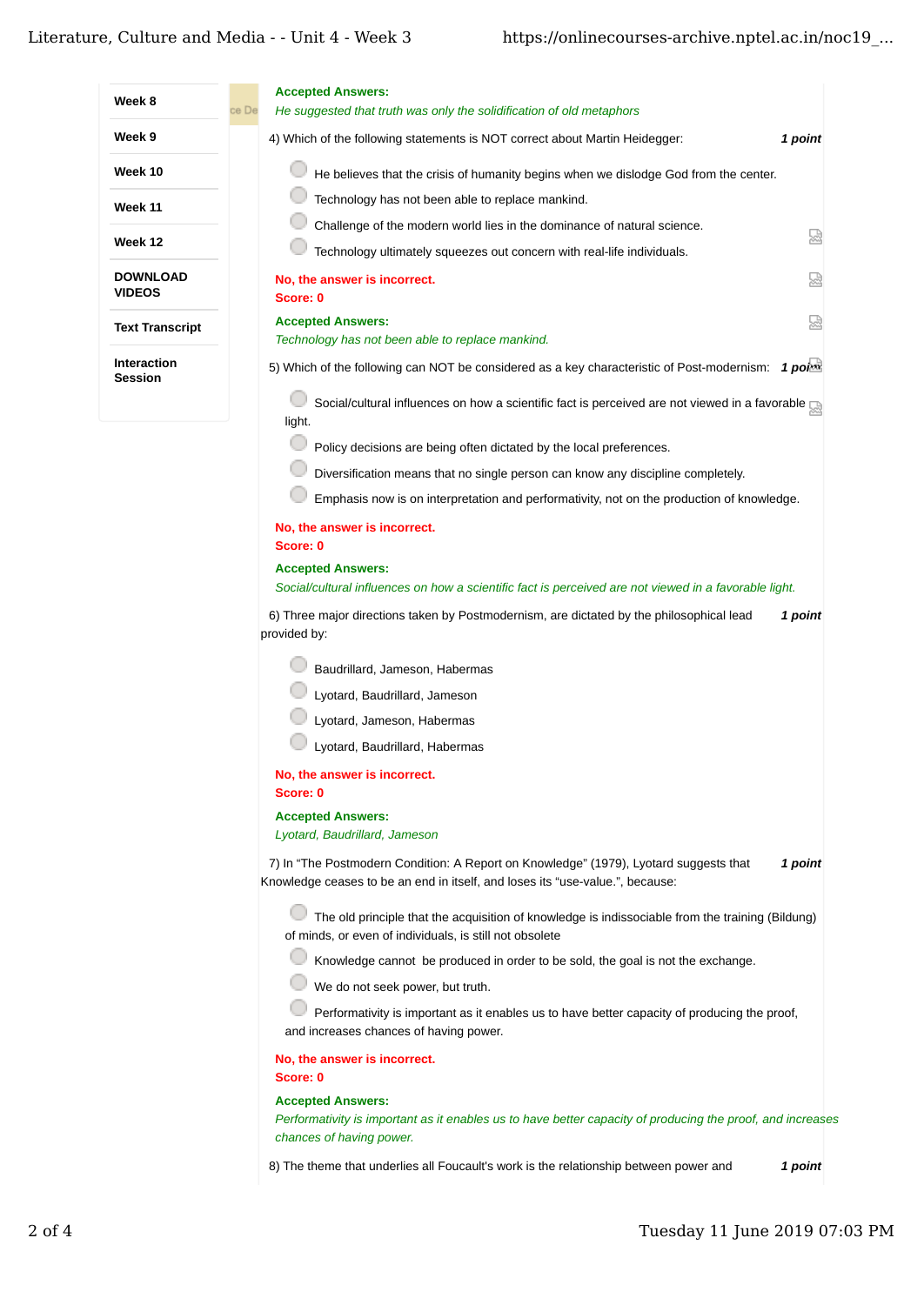Accepted Answers:
*He suggested that truth was only the solidification of old metaphors*

4) Which of the following statements is NOT correct about Martin Heidegger: **1 point**

- He believes that the crisis of humanity begins when we dislodge God from the center.
- Technology has not been able to replace mankind.
- Challenge of the modern world lies in the dominance of natural science.
- Technology ultimately squeezes out concern with real-life individuals.

**No, the answer is incorrect.**
**Score: 0**

**Accepted Answers:**
*Technology has not been able to replace mankind.*

5) Which of the following can NOT be considered as a key characteristic of Post-modernism: **1 point**

- Social/cultural influences on how a scientific fact is perceived are not viewed in a favorable light.
- Policy decisions are being often dictated by the local preferences.
- Diversification means that no single person can know any discipline completely.
- Emphasis now is on interpretation and performativity, not on the production of knowledge.

**No, the answer is incorrect.**
**Score: 0**

**Accepted Answers:**
*Social/cultural influences on how a scientific fact is perceived are not viewed in a favorable light.*

6) Three major directions taken by Postmodernism, are dictated by the philosophical lead provided by: **1 point**

- Baudrillard, Jameson, Habermas
- Lyotard, Baudrillard, Jameson
- Lyotard, Jameson, Habermas
- Lyotard, Baudrillard, Habermas

**No, the answer is incorrect.**
**Score: 0**

**Accepted Answers:**
*Lyotard, Baudrillard, Jameson*

7) In "The Postmodern Condition: A Report on Knowledge" (1979), Lyotard suggests that Knowledge ceases to be an end in itself, and loses its "use-value.", because: **1 point**

- The old principle that the acquisition of knowledge is indissociable from the training (Bildung) of minds, or even of individuals, is still not obsolete
- Knowledge cannot be produced in order to be sold, the goal is not the exchange.
- We do not seek power, but truth.
- Performativity is important as it enables us to have better capacity of producing the proof, and increases chances of having power.

**No, the answer is incorrect.**
**Score: 0**

**Accepted Answers:**
*Performativity is important as it enables us to have better capacity of producing the proof, and increases chances of having power.*

8) The theme that underlies all Foucault's work is the relationship between power and **1 point**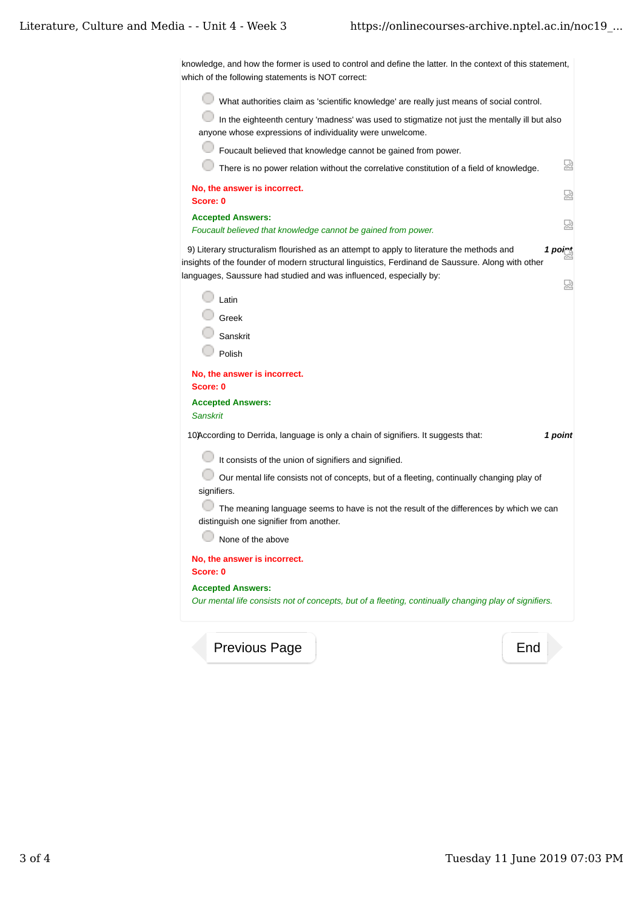knowledge, and how the former is used to control and define the latter. In the context of this statement, which of the following statements is NOT correct:

- What authorities claim as 'scientific knowledge' are really just means of social control.
- In the eighteenth century 'madness' was used to stigmatize not just the mentally ill but also anyone whose expressions of individuality were unwelcome.
- Foucault believed that knowledge cannot be gained from power.
- There is no power relation without the correlative constitution of a field of knowledge.

**No, the answer is incorrect.**
**Score: 0**

**Accepted Answers:**
*Foucault believed that knowledge cannot be gained from power.*

9) Literary structuralism flourished as an attempt to apply to literature the methods and insights of the founder of modern structural linguistics, Ferdinand de Saussure. Along with other languages, Saussure had studied and was influenced, especially by: ***1 point***

- Latin
- Greek
- Sanskrit
- Polish

**No, the answer is incorrect.**
**Score: 0**

**Accepted Answers:**
*Sanskrit*

10) According to Derrida, language is only a chain of signifiers. It suggests that: ***1 point***

- It consists of the union of signifiers and signified.
- Our mental life consists not of concepts, but of a fleeting, continually changing play of signifiers.
- The meaning language seems to have is not the result of the differences by which we can distinguish one signifier from another.
- None of the above

**No, the answer is incorrect.**
**Score: 0**

**Accepted Answers:**
*Our mental life consists not of concepts, but of a fleeting, continually changing play of signifiers.*

Previous Page

End